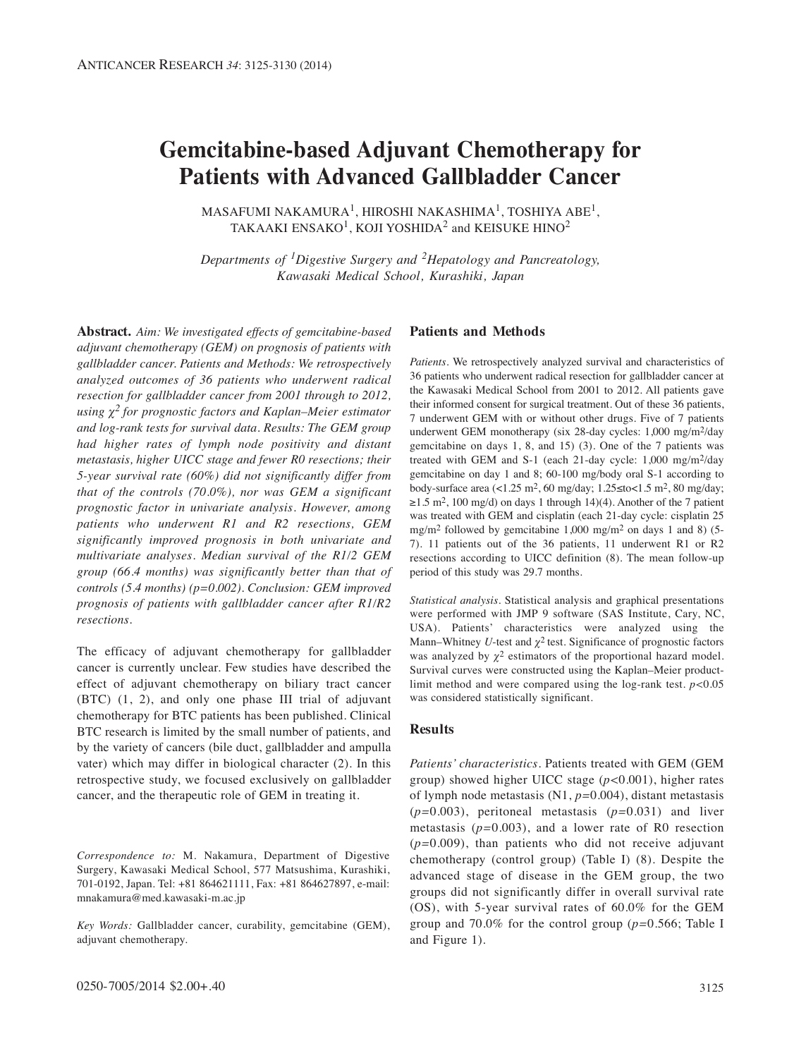# Gemcitabine-based Adjuvant Chemotherapy for Patients with Advanced Gallbladder Cancer

MASAFUMI NAKAMURA[1], HIROSHI NAKASHIMA[1], TOSHIYA ABE[1], TAKAAKI ENSAKO[1], KOJI YOSHIDA[2] and KEISUKE HINO[2]

*Departments of [1]Digestive Surgery and [2]Hepatology and Pancreatology, Kawasaki Medical School, Kurashiki, Japan*

**Abstract.** *Aim: We investigated effects of gemcitabine-based adjuvant chemotherapy (GEM) on prognosis of patients with gallbladder cancer. Patients and Methods: We retrospectively analyzed outcomes of 36 patients who underwent radical resection for gallbladder cancer from 2001 through to 2012, using $\chi^2$ for prognostic factors and Kaplan–Meier estimator and log-rank tests for survival data. Results: The GEM group had higher rates of lymph node positivity and distant metastasis, higher UICC stage and fewer R0 resections; their 5-year survival rate (60%) did not significantly differ from that of the controls (70.0%), nor was GEM a significant prognostic factor in univariate analysis. However, among patients who underwent R1 and R2 resections, GEM significantly improved prognosis in both univariate and multivariate analyses. Median survival of the R1/2 GEM group (66.4 months) was significantly better than that of controls (5.4 months) (p=0.002). Conclusion: GEM improved prognosis of patients with gallbladder cancer after R1/R2 resections.*

The efficacy of adjuvant chemotherapy for gallbladder cancer is currently unclear. Few studies have described the effect of adjuvant chemotherapy on biliary tract cancer (BTC) (1, 2), and only one phase III trial of adjuvant chemotherapy for BTC patients has been published. Clinical BTC research is limited by the small number of patients, and by the variety of cancers (bile duct, gallbladder and ampulla vater) which may differ in biological character (2). In this retrospective study, we focused exclusively on gallbladder cancer, and the therapeutic role of GEM in treating it.

*Correspondence to:* M. Nakamura, Department of Digestive Surgery, Kawasaki Medical School, 577 Matsushima, Kurashiki, 701-0192, Japan. Tel: +81 864621111, Fax: +81 864627897, e-mail: mnakamura@med.kawasaki-m.ac.jp

*Key Words:* Gallbladder cancer, curability, gemcitabine (GEM), adjuvant chemotherapy.

## Patients and Methods

*Patients.* We retrospectively analyzed survival and characteristics of 36 patients who underwent radical resection for gallbladder cancer at the Kawasaki Medical School from 2001 to 2012. All patients gave their informed consent for surgical treatment. Out of these 36 patients, 7 underwent GEM with or without other drugs. Five of 7 patients underwent GEM monotherapy (six 28-day cycles: 1,000 mg/m$^2$/day gemcitabine on days 1, 8, and 15) (3). One of the 7 patients was treated with GEM and S-1 (each 21-day cycle: 1,000 mg/m$^2$/day gemcitabine on day 1 and 8; 60-100 mg/body oral S-1 according to body-surface area (<1.25 m$^2$, 60 mg/day; 1.25≤to<1.5 m$^2$, 80 mg/day; ≥1.5 m$^2$, 100 mg/d) on days 1 through 14)(4). Another of the 7 patient was treated with GEM and cisplatin (each 21-day cycle: cisplatin 25 mg/m$^2$ followed by gemcitabine 1,000 mg/m$^2$ on days 1 and 8) (5-7). 11 patients out of the 36 patients, 11 underwent R1 or R2 resections according to UICC definition (8). The mean follow-up period of this study was 29.7 months.

*Statistical analysis.* Statistical analysis and graphical presentations were performed with JMP 9 software (SAS Institute, Cary, NC, USA). Patients' characteristics were analyzed using the Mann–Whitney *U*-test and $\chi^2$ test. Significance of prognostic factors was analyzed by $\chi^2$ estimators of the proportional hazard model. Survival curves were constructed using the Kaplan–Meier product-limit method and were compared using the log-rank test. $p<0.05$ was considered statistically significant.

## Results

*Patients' characteristics.* Patients treated with GEM (GEM group) showed higher UICC stage ($p<0.001$), higher rates of lymph node metastasis (N1, $p=0.004$), distant metastasis ($p=0.003$), peritoneal metastasis ($p=0.031$) and liver metastasis ($p=0.003$), and a lower rate of R0 resection ($p=0.009$), than patients who did not receive adjuvant chemotherapy (control group) (Table I) (8). Despite the advanced stage of disease in the GEM group, the two groups did not significantly differ in overall survival rate (OS), with 5-year survival rates of 60.0% for the GEM group and 70.0% for the control group ($p=0.566$; Table I and Figure 1).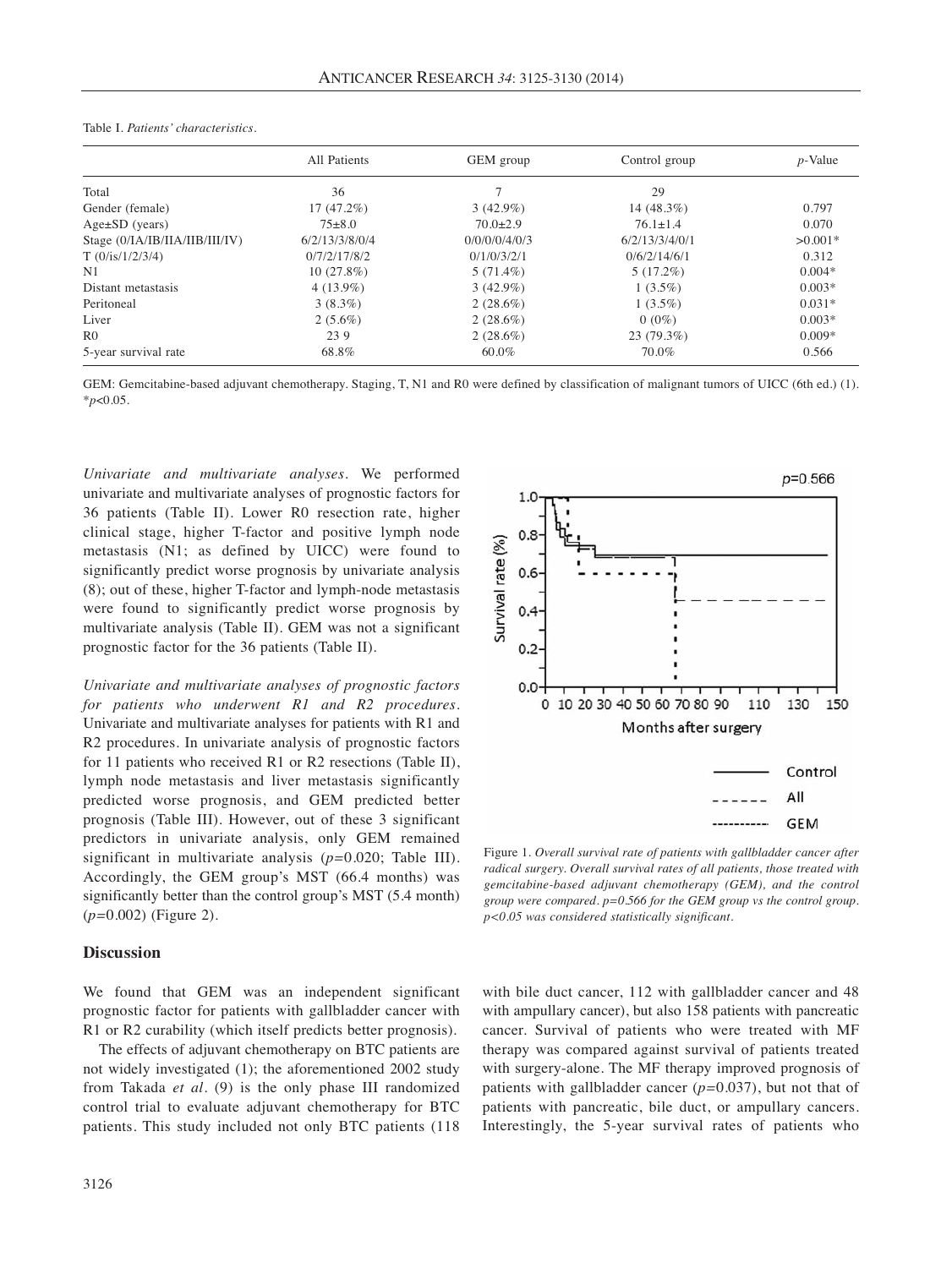Table I. *Patients' characteristics.*

| | All Patients | GEM group | Control group | *p*-Value |
|---|---|---|---|---|
| Total | 36 | 7 | 29 | |
| Gender (female) | 17 (47.2%) | 3 (42.9%) | 14 (48.3%) | 0.797 |
| Age±SD (years) | 75±8.0 | 70.0±2.9 | 76.1±1.4 | 0.070 |
| Stage (0/IA/IB/IIA/IIB/III/IV) | 6/2/13/3/8/0/4 | 0/0/0/0/4/0/3 | 6/2/13/3/4/0/1 | >0.001* |
| T (0/is/1/2/3/4) | 0/7/2/17/8/2 | 0/1/0/3/2/1 | 0/6/2/14/6/1 | 0.312 |
| N1 | 10 (27.8%) | 5 (71.4%) | 5 (17.2%) | 0.004* |
| Distant metastasis | 4 (13.9%) | 3 (42.9%) | 1 (3.5%) | 0.003* |
| Peritoneal | 3 (8.3%) | 2 (28.6%) | 1 (3.5%) | 0.031* |
| Liver | 2 (5.6%) | 2 (28.6%) | 0 (0%) | 0.003* |
| R0 | 23 9 | 2 (28.6%) | 23 (79.3%) | 0.009* |
| 5-year survival rate | 68.8% | 60.0% | 70.0% | 0.566 |

GEM: Gemcitabine-based adjuvant chemotherapy. Staging, T, N1 and R0 were defined by classification of malignant tumors of UICC (6th ed.) (1). *$p<0.05$.

*Univariate and multivariate analyses.* We performed univariate and multivariate analyses of prognostic factors for 36 patients (Table II). Lower R0 resection rate, higher clinical stage, higher T-factor and positive lymph node metastasis (N1; as defined by UICC) were found to significantly predict worse prognosis by univariate analysis (8); out of these, higher T-factor and lymph-node metastasis were found to significantly predict worse prognosis by multivariate analysis (Table II). GEM was not a significant prognostic factor for the 36 patients (Table II).

*Univariate and multivariate analyses of prognostic factors for patients who underwent R1 and R2 procedures.* Univariate and multivariate analyses for patients with R1 and R2 procedures. In univariate analysis of prognostic factors for 11 patients who received R1 or R2 resections (Table II), lymph node metastasis and liver metastasis significantly predicted worse prognosis, and GEM predicted better prognosis (Table III). However, out of these 3 significant predictors in univariate analysis, only GEM remained significant in multivariate analysis ($p=0.020$; Table III). Accordingly, the GEM group's MST (66.4 months) was significantly better than the control group's MST (5.4 month) ($p=0.002$) (Figure 2).

p=0.566

1.0
0.8
0.6
0.4
0.2
0.0

Survival rate (%)

0 10 20 30 40 50 60 70 80 90 110 130 150

Months after surgery

Control
All
GEM

Figure 1. *Overall survival rate of patients with gallbladder cancer after radical surgery. Overall survival rates of all patients, those treated with gemcitabine-based adjuvant chemotherapy (GEM), and the control group were compared. p=0.566 for the GEM group vs the control group. p<0.05 was considered statistically significant.*

## Discussion

We found that GEM was an independent significant prognostic factor for patients with gallbladder cancer with R1 or R2 curability (which itself predicts better prognosis).

The effects of adjuvant chemotherapy on BTC patients are not widely investigated (1); the aforementioned 2002 study from Takada *et al*. (9) is the only phase III randomized control trial to evaluate adjuvant chemotherapy for BTC patients. This study included not only BTC patients (118 with bile duct cancer, 112 with gallbladder cancer and 48 with ampullary cancer), but also 158 patients with pancreatic cancer. Survival of patients who were treated with MF therapy was compared against survival of patients treated with surgery-alone. The MF therapy improved prognosis of patients with gallbladder cancer ($p=0.037$), but not that of patients with pancreatic, bile duct, or ampullary cancers. Interestingly, the 5-year survival rates of patients who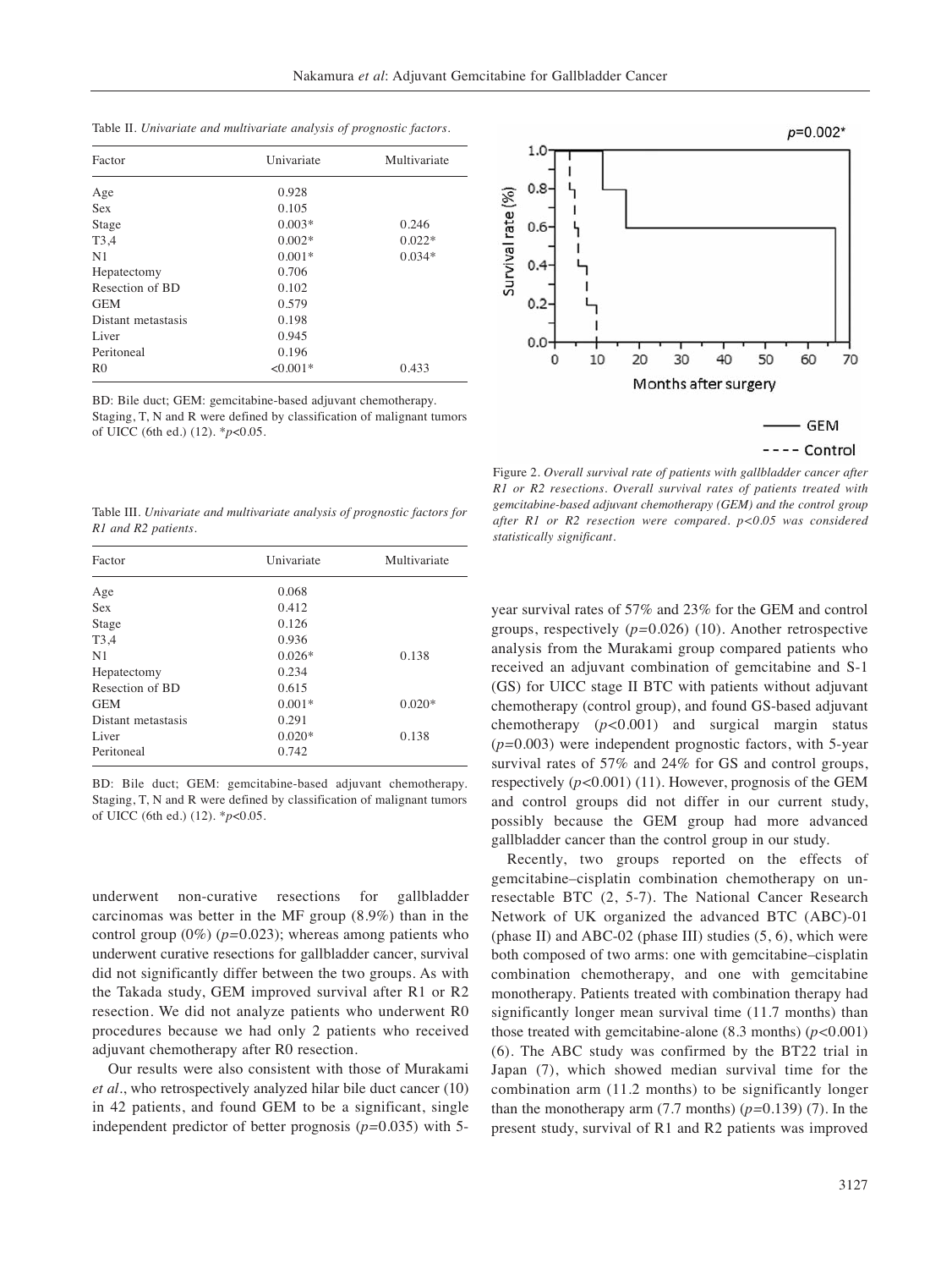Table II. *Univariate and multivariate analysis of prognostic factors.*

| Factor | Univariate | Multivariate |
|---|---|---|
| Age | 0.928 | |
| Sex | 0.105 | |
| Stage | 0.003* | 0.246 |
| T3,4 | 0.002* | 0.022* |
| N1 | 0.001* | 0.034* |
| Hepatectomy | 0.706 | |
| Resection of BD | 0.102 | |
| GEM | 0.579 | |
| Distant metastasis | 0.198 | |
| Liver | 0.945 | |
| Peritoneal | 0.196 | |
| R0 | <0.001* | 0.433 |

BD: Bile duct; GEM: gemcitabine-based adjuvant chemotherapy. Staging, T, N and R were defined by classification of malignant tumors of UICC (6th ed.) (12). *$p<0.05$.

Table III. *Univariate and multivariate analysis of prognostic factors for R1 and R2 patients.*

| Factor | Univariate | Multivariate |
|---|---|---|
| Age | 0.068 | |
| Sex | 0.412 | |
| Stage | 0.126 | |
| T3,4 | 0.936 | |
| N1 | 0.026* | 0.138 |
| Hepatectomy | 0.234 | |
| Resection of BD | 0.615 | |
| GEM | 0.001* | 0.020* |
| Distant metastasis | 0.291 | |
| Liver | 0.020* | 0.138 |
| Peritoneal | 0.742 | |

BD: Bile duct; GEM: gemcitabine-based adjuvant chemotherapy. Staging, T, N and R were defined by classification of malignant tumors of UICC (6th ed.) (12). *$p<0.05$.

underwent non-curative resections for gallbladder carcinomas was better in the MF group (8.9%) than in the control group (0%) ($p=0.023$); whereas among patients who underwent curative resections for gallbladder cancer, survival did not significantly differ between the two groups. As with the Takada study, GEM improved survival after R1 or R2 resection. We did not analyze patients who underwent R0 procedures because we had only 2 patients who received adjuvant chemotherapy after R0 resection.

Our results were also consistent with those of Murakami *et al*., who retrospectively analyzed hilar bile duct cancer (10) in 42 patients, and found GEM to be a significant, single independent predictor of better prognosis ($p=0.035$) with 5-year survival rates of 57% and 23% for the GEM and control groups, respectively ($p=0.026$) (10). Another retrospective analysis from the Murakami group compared patients who received an adjuvant combination of gemcitabine and S-1 (GS) for UICC stage II BTC with patients without adjuvant chemotherapy (control group), and found GS-based adjuvant chemotherapy ($p<0.001$) and surgical margin status ($p=0.003$) were independent prognostic factors, with 5-year survival rates of 57% and 24% for GS and control groups, respectively ($p<0.001$) (11). However, prognosis of the GEM and control groups did not differ in our current study, possibly because the GEM group had more advanced gallbladder cancer than the control group in our study.

p=0.002*

Survival rate (%)

1.0
0.8
0.6
0.4
0.2
0.0

0 10 20 30 40 50 60 70

Months after surgery

GEM
Control

Figure 2. *Overall survival rate of patients with gallbladder cancer after R1 or R2 resections. Overall survival rates of patients treated with gemcitabine-based adjuvant chemotherapy (GEM) and the control group after R1 or R2 resection were compared. p<0.05 was considered statistically significant.*

Recently, two groups reported on the effects of gemcitabine–cisplatin combination chemotherapy on unresectable BTC (2, 5-7). The National Cancer Research Network of UK organized the advanced BTC (ABC)-01 (phase II) and ABC-02 (phase III) studies (5, 6), which were both composed of two arms: one with gemcitabine–cisplatin combination chemotherapy, and one with gemcitabine monotherapy. Patients treated with combination therapy had significantly longer mean survival time (11.7 months) than those treated with gemcitabine-alone (8.3 months) ($p<0.001$) (6). The ABC study was confirmed by the BT22 trial in Japan (7), which showed median survival time for the combination arm (11.2 months) to be significantly longer than the monotherapy arm (7.7 months) ($p=0.139$) (7). In the present study, survival of R1 and R2 patients was improved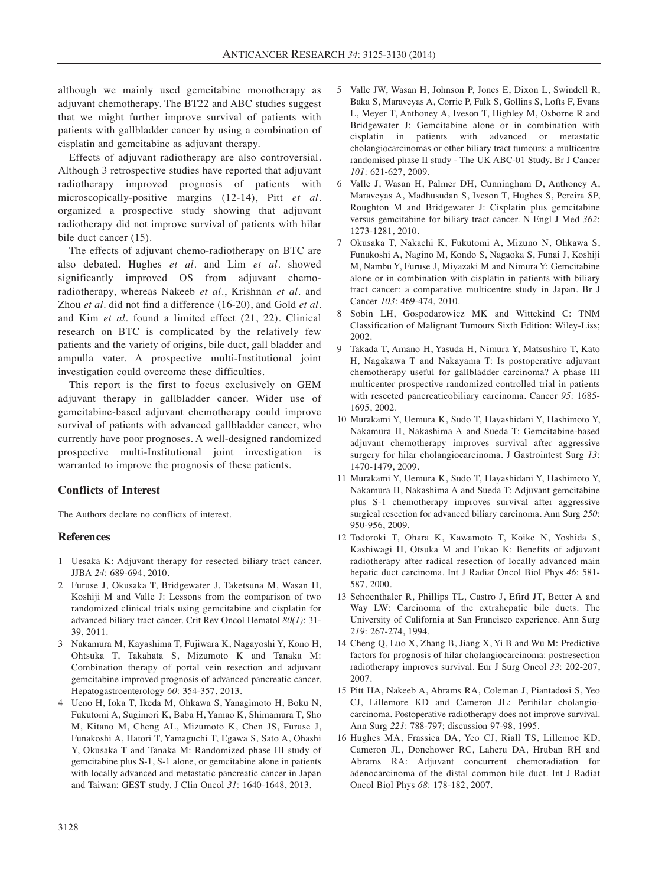although we mainly used gemcitabine monotherapy as adjuvant chemotherapy. The BT22 and ABC studies suggest that we might further improve survival of patients with patients with gallbladder cancer by using a combination of cisplatin and gemcitabine as adjuvant therapy.

Effects of adjuvant radiotherapy are also controversial. Although 3 retrospective studies have reported that adjuvant radiotherapy improved prognosis of patients with microscopically-positive margins (12-14), Pitt *et al*. organized a prospective study showing that adjuvant radiotherapy did not improve survival of patients with hilar bile duct cancer (15).

The effects of adjuvant chemo-radiotherapy on BTC are also debated. Hughes *et al*. and Lim *et al*. showed significantly improved OS from adjuvant chemo-radiotherapy, whereas Nakeeb *et al*., Krishnan *et al*. and Zhou *et al*. did not find a difference (16-20), and Gold *et al*. and Kim *et al*. found a limited effect (21, 22). Clinical research on BTC is complicated by the relatively few patients and the variety of origins, bile duct, gall bladder and ampulla vater. A prospective multi-Institutional joint investigation could overcome these difficulties.

This report is the first to focus exclusively on GEM adjuvant therapy in gallbladder cancer. Wider use of gemcitabine-based adjuvant chemotherapy could improve survival of patients with advanced gallbladder cancer, who currently have poor prognoses. A well-designed randomized prospective multi-Institutional joint investigation is warranted to improve the prognosis of these patients.

## Conflicts of Interest

The Authors declare no conflicts of interest.

## References

1. Uesaka K: Adjuvant therapy for resected biliary tract cancer. JJBA *24*: 689-694, 2010.
2. Furuse J, Okusaka T, Bridgewater J, Taketsuna M, Wasan H, Koshiji M and Valle J: Lessons from the comparison of two randomized clinical trials using gemcitabine and cisplatin for advanced biliary tract cancer. Crit Rev Oncol Hematol *80(1)*: 31-39, 2011.
3. Nakamura M, Kayashima T, Fujiwara K, Nagayoshi Y, Kono H, Ohtsuka T, Takahata S, Mizumoto K and Tanaka M: Combination therapy of portal vein resection and adjuvant gemcitabine improved prognosis of advanced pancreatic cancer. Hepatogastroenterology *60*: 354-357, 2013.
4. Ueno H, Ioka T, Ikeda M, Ohkawa S, Yanagimoto H, Boku N, Fukutomi A, Sugimori K, Baba H, Yamao K, Shimamura T, Sho M, Kitano M, Cheng AL, Mizumoto K, Chen JS, Furuse J, Funakoshi A, Hatori T, Yamaguchi T, Egawa S, Sato A, Ohashi Y, Okusaka T and Tanaka M: Randomized phase III study of gemcitabine plus S-1, S-1 alone, or gemcitabine alone in patients with locally advanced and metastatic pancreatic cancer in Japan and Taiwan: GEST study. J Clin Oncol *31*: 1640-1648, 2013.
5. Valle JW, Wasan H, Johnson P, Jones E, Dixon L, Swindell R, Baka S, Maraveyas A, Corrie P, Falk S, Gollins S, Lofts F, Evans L, Meyer T, Anthoney A, Iveson T, Highley M, Osborne R and Bridgewater J: Gemcitabine alone or in combination with cisplatin in patients with advanced or metastatic cholangiocarcinomas or other biliary tract tumours: a multicentre randomised phase II study - The UK ABC-01 Study. Br J Cancer *101*: 621-627, 2009.
6. Valle J, Wasan H, Palmer DH, Cunningham D, Anthoney A, Maraveyas A, Madhusudan S, Iveson T, Hughes S, Pereira SP, Roughton M and Bridgewater J: Cisplatin plus gemcitabine versus gemcitabine for biliary tract cancer. N Engl J Med *362*: 1273-1281, 2010.
7. Okusaka T, Nakachi K, Fukutomi A, Mizuno N, Ohkawa S, Funakoshi A, Nagino M, Kondo S, Nagaoka S, Funai J, Koshiji M, Nambu Y, Furuse J, Miyazaki M and Nimura Y: Gemcitabine alone or in combination with cisplatin in patients with biliary tract cancer: a comparative multicentre study in Japan. Br J Cancer *103*: 469-474, 2010.
8. Sobin LH, Gospodarowicz MK and Wittekind C: TNM Classification of Malignant Tumours Sixth Edition: Wiley-Liss; 2002.
9. Takada T, Amano H, Yasuda H, Nimura Y, Matsushiro T, Kato H, Nagakawa T and Nakayama T: Is postoperative adjuvant chemotherapy useful for gallbladder carcinoma? A phase III multicenter prospective randomized controlled trial in patients with resected pancreaticobiliary carcinoma. Cancer *95*: 1685-1695, 2002.
10. Murakami Y, Uemura K, Sudo T, Hayashidani Y, Hashimoto Y, Nakamura H, Nakashima A and Sueda T: Gemcitabine-based adjuvant chemotherapy improves survival after aggressive surgery for hilar cholangiocarcinoma. J Gastrointest Surg *13*: 1470-1479, 2009.
11. Murakami Y, Uemura K, Sudo T, Hayashidani Y, Hashimoto Y, Nakamura H, Nakashima A and Sueda T: Adjuvant gemcitabine plus S-1 chemotherapy improves survival after aggressive surgical resection for advanced biliary carcinoma. Ann Surg *250*: 950-956, 2009.
12. Todoroki T, Ohara K, Kawamoto T, Koike N, Yoshida S, Kashiwagi H, Otsuka M and Fukao K: Benefits of adjuvant radiotherapy after radical resection of locally advanced main hepatic duct carcinoma. Int J Radiat Oncol Biol Phys *46*: 581-587, 2000.
13. Schoenthaler R, Phillips TL, Castro J, Efird JT, Better A and Way LW: Carcinoma of the extrahepatic bile ducts. The University of California at San Francisco experience. Ann Surg *219*: 267-274, 1994.
14. Cheng Q, Luo X, Zhang B, Jiang X, Yi B and Wu M: Predictive factors for prognosis of hilar cholangiocarcinoma: postresection radiotherapy improves survival. Eur J Surg Oncol *33*: 202-207, 2007.
15. Pitt HA, Nakeeb A, Abrams RA, Coleman J, Piantadosi S, Yeo CJ, Lillemore KD and Cameron JL: Perihilar cholangiocarcinoma. Postoperative radiotherapy does not improve survival. Ann Surg *221*: 788-797; discussion 97-98, 1995.
16. Hughes MA, Frassica DA, Yeo CJ, Riall TS, Lillemoe KD, Cameron JL, Donehower RC, Laheru DA, Hruban RH and Abrams RA: Adjuvant concurrent chemoradiation for adenocarcinoma of the distal common bile duct. Int J Radiat Oncol Biol Phys *68*: 178-182, 2007.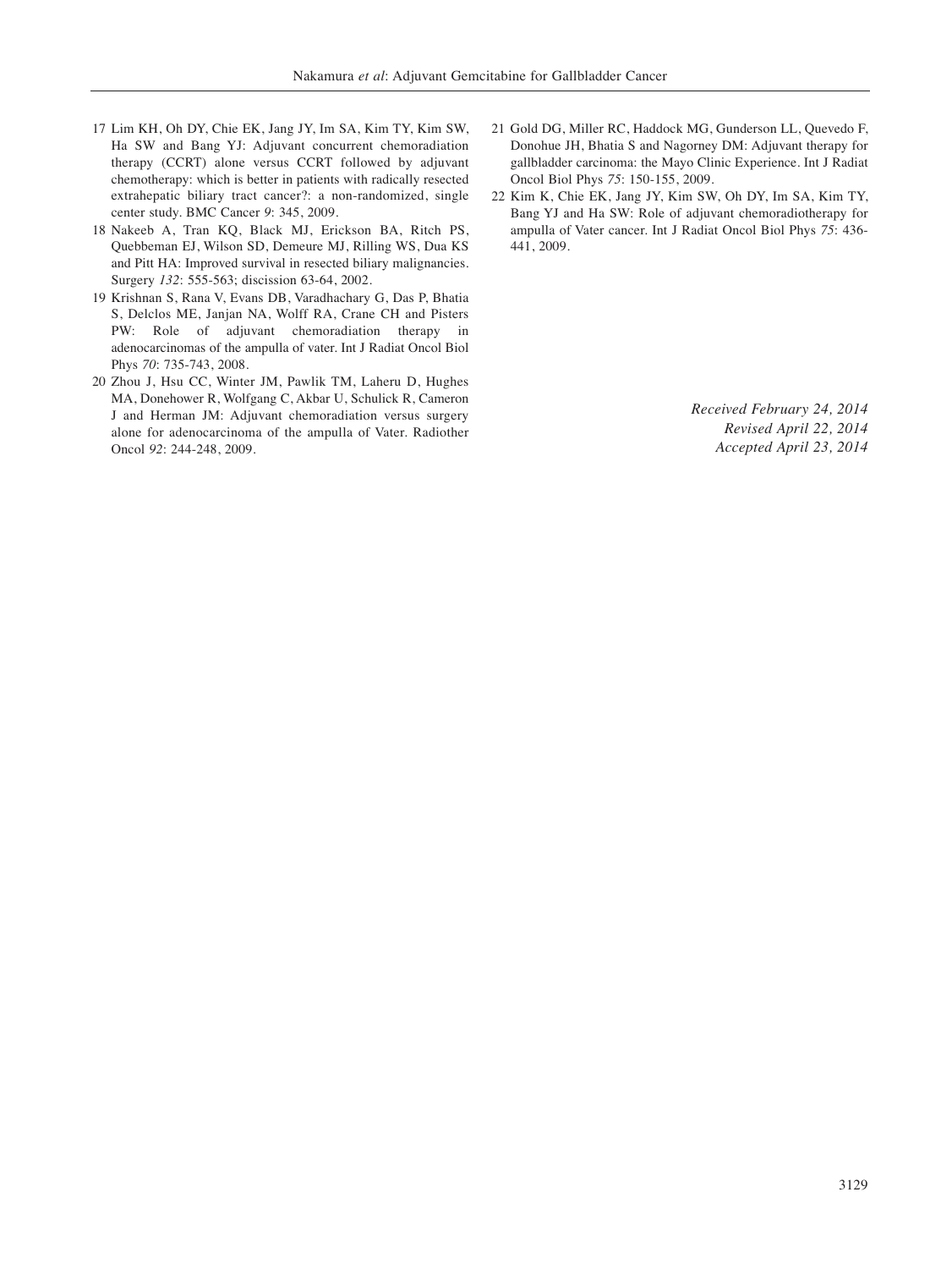17 Lim KH, Oh DY, Chie EK, Jang JY, Im SA, Kim TY, Kim SW, Ha SW and Bang YJ: Adjuvant concurrent chemoradiation therapy (CCRT) alone versus CCRT followed by adjuvant chemotherapy: which is better in patients with radically resected extrahepatic biliary tract cancer?: a non-randomized, single center study. BMC Cancer *9*: 345, 2009.

18 Nakeeb A, Tran KQ, Black MJ, Erickson BA, Ritch PS, Quebbeman EJ, Wilson SD, Demeure MJ, Rilling WS, Dua KS and Pitt HA: Improved survival in resected biliary malignancies. Surgery *132*: 555-563; discission 63-64, 2002.

19 Krishnan S, Rana V, Evans DB, Varadhachary G, Das P, Bhatia S, Delclos ME, Janjan NA, Wolff RA, Crane CH and Pisters PW: Role of adjuvant chemoradiation therapy in adenocarcinomas of the ampulla of vater. Int J Radiat Oncol Biol Phys *70*: 735-743, 2008.

20 Zhou J, Hsu CC, Winter JM, Pawlik TM, Laheru D, Hughes MA, Donehower R, Wolfgang C, Akbar U, Schulick R, Cameron J and Herman JM: Adjuvant chemoradiation versus surgery alone for adenocarcinoma of the ampulla of Vater. Radiother Oncol *92*: 244-248, 2009.

21 Gold DG, Miller RC, Haddock MG, Gunderson LL, Quevedo F, Donohue JH, Bhatia S and Nagorney DM: Adjuvant therapy for gallbladder carcinoma: the Mayo Clinic Experience. Int J Radiat Oncol Biol Phys *75*: 150-155, 2009.

22 Kim K, Chie EK, Jang JY, Kim SW, Oh DY, Im SA, Kim TY, Bang YJ and Ha SW: Role of adjuvant chemoradiotherapy for ampulla of Vater cancer. Int J Radiat Oncol Biol Phys *75*: 436-441, 2009.

*Received February 24, 2014*
*Revised April 22, 2014*
*Accepted April 23, 2014*